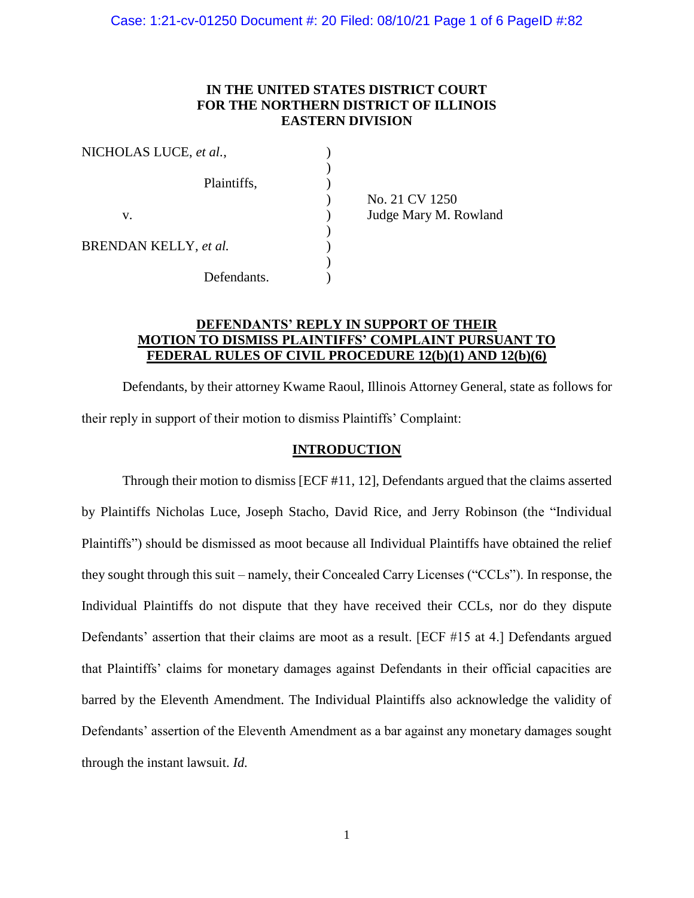**IN THE UNITED STATES DISTRICT COURT**
**FOR THE NORTHERN DISTRICT OF ILLINOIS**
**EASTERN DIVISION**

| | | |
|---|---|---|
| NICHOLAS LUCE, *et al.*, | ) | |
| | ) | |
| Plaintiffs, | ) | |
| | ) | No. 21 CV 1250 |
| v. | ) | Judge Mary M. Rowland |
| | ) | |
| BRENDAN KELLY, *et al.* | ) | |
| | ) | |
| Defendants. | ) | |

**DEFENDANTS' REPLY IN SUPPORT OF THEIR MOTION TO DISMISS PLAINTIFFS' COMPLAINT PURSUANT TO FEDERAL RULES OF CIVIL PROCEDURE 12(b)(1) AND 12(b)(6)**

Defendants, by their attorney Kwame Raoul, Illinois Attorney General, state as follows for their reply in support of their motion to dismiss Plaintiffs' Complaint:

## INTRODUCTION

Through their motion to dismiss [ECF #11, 12], Defendants argued that the claims asserted by Plaintiffs Nicholas Luce, Joseph Stacho, David Rice, and Jerry Robinson (the "Individual Plaintiffs") should be dismissed as moot because all Individual Plaintiffs have obtained the relief they sought through this suit – namely, their Concealed Carry Licenses ("CCLs"). In response, the Individual Plaintiffs do not dispute that they have received their CCLs, nor do they dispute Defendants' assertion that their claims are moot as a result. [ECF #15 at 4.] Defendants argued that Plaintiffs' claims for monetary damages against Defendants in their official capacities are barred by the Eleventh Amendment. The Individual Plaintiffs also acknowledge the validity of Defendants' assertion of the Eleventh Amendment as a bar against any monetary damages sought through the instant lawsuit. *Id.*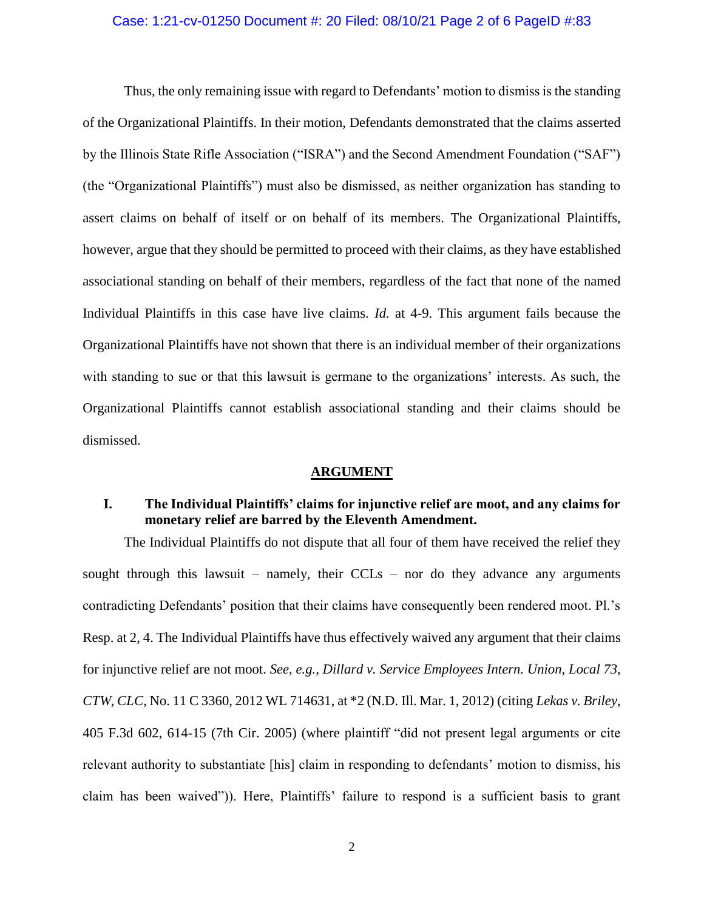Thus, the only remaining issue with regard to Defendants' motion to dismiss is the standing of the Organizational Plaintiffs. In their motion, Defendants demonstrated that the claims asserted by the Illinois State Rifle Association ("ISRA") and the Second Amendment Foundation ("SAF") (the "Organizational Plaintiffs") must also be dismissed, as neither organization has standing to assert claims on behalf of itself or on behalf of its members. The Organizational Plaintiffs, however, argue that they should be permitted to proceed with their claims, as they have established associational standing on behalf of their members, regardless of the fact that none of the named Individual Plaintiffs in this case have live claims. *Id.* at 4-9. This argument fails because the Organizational Plaintiffs have not shown that there is an individual member of their organizations with standing to sue or that this lawsuit is germane to the organizations' interests. As such, the Organizational Plaintiffs cannot establish associational standing and their claims should be dismissed.

## ARGUMENT

### I. The Individual Plaintiffs' claims for injunctive relief are moot, and any claims for monetary relief are barred by the Eleventh Amendment.

The Individual Plaintiffs do not dispute that all four of them have received the relief they sought through this lawsuit – namely, their CCLs – nor do they advance any arguments contradicting Defendants' position that their claims have consequently been rendered moot. Pl.'s Resp. at 2, 4. The Individual Plaintiffs have thus effectively waived any argument that their claims for injunctive relief are not moot. *See, e.g., Dillard v. Service Employees Intern. Union, Local 73, CTW, CLC*, No. 11 C 3360, 2012 WL 714631, at *2 (N.D. Ill. Mar. 1, 2012) (citing *Lekas v. Briley*, 405 F.3d 602, 614-15 (7th Cir. 2005) (where plaintiff "did not present legal arguments or cite relevant authority to substantiate [his] claim in responding to defendants' motion to dismiss, his claim has been waived")). Here, Plaintiffs' failure to respond is a sufficient basis to grant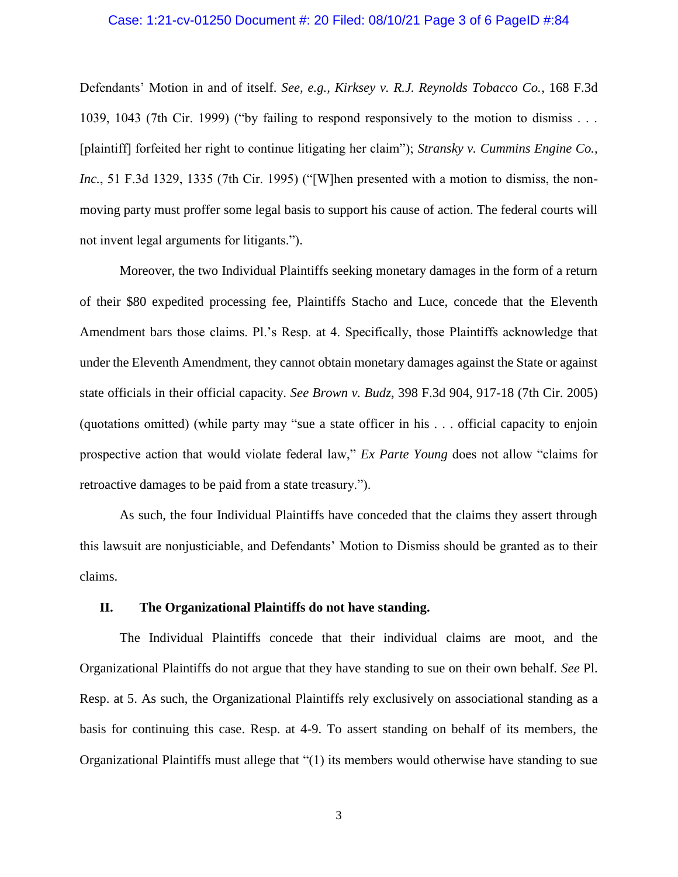Defendants' Motion in and of itself. *See, e.g., Kirksey v. R.J. Reynolds Tobacco Co.*, 168 F.3d 1039, 1043 (7th Cir. 1999) ("by failing to respond responsively to the motion to dismiss . . . [plaintiff] forfeited her right to continue litigating her claim"); *Stransky v. Cummins Engine Co., Inc.*, 51 F.3d 1329, 1335 (7th Cir. 1995) ("[W]hen presented with a motion to dismiss, the non-moving party must proffer some legal basis to support his cause of action. The federal courts will not invent legal arguments for litigants.").

Moreover, the two Individual Plaintiffs seeking monetary damages in the form of a return of their $80 expedited processing fee, Plaintiffs Stacho and Luce, concede that the Eleventh Amendment bars those claims. Pl.'s Resp. at 4. Specifically, those Plaintiffs acknowledge that under the Eleventh Amendment, they cannot obtain monetary damages against the State or against state officials in their official capacity. *See Brown v. Budz*, 398 F.3d 904, 917-18 (7th Cir. 2005) (quotations omitted) (while party may "sue a state officer in his . . . official capacity to enjoin prospective action that would violate federal law," *Ex Parte Young* does not allow "claims for retroactive damages to be paid from a state treasury.").

As such, the four Individual Plaintiffs have conceded that the claims they assert through this lawsuit are nonjusticiable, and Defendants' Motion to Dismiss should be granted as to their claims.

## II. The Organizational Plaintiffs do not have standing.

The Individual Plaintiffs concede that their individual claims are moot, and the Organizational Plaintiffs do not argue that they have standing to sue on their own behalf. *See* Pl. Resp. at 5. As such, the Organizational Plaintiffs rely exclusively on associational standing as a basis for continuing this case. Resp. at 4-9. To assert standing on behalf of its members, the Organizational Plaintiffs must allege that "(1) its members would otherwise have standing to sue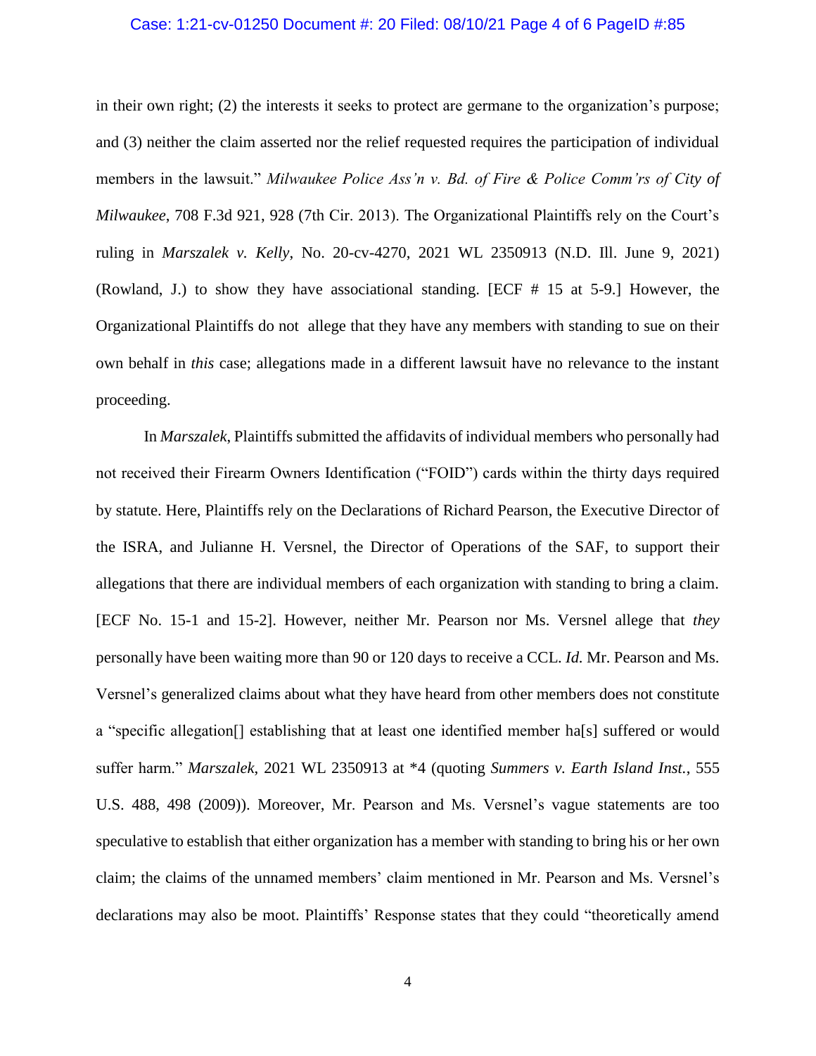in their own right; (2) the interests it seeks to protect are germane to the organization's purpose; and (3) neither the claim asserted nor the relief requested requires the participation of individual members in the lawsuit." *Milwaukee Police Ass'n v. Bd. of Fire & Police Comm'rs of City of Milwaukee*, 708 F.3d 921, 928 (7th Cir. 2013). The Organizational Plaintiffs rely on the Court's ruling in *Marszalek v. Kelly*, No. 20-cv-4270, 2021 WL 2350913 (N.D. Ill. June 9, 2021) (Rowland, J.) to show they have associational standing. [ECF # 15 at 5-9.] However, the Organizational Plaintiffs do not allege that they have any members with standing to sue on their own behalf in *this* case; allegations made in a different lawsuit have no relevance to the instant proceeding.

In *Marszalek*, Plaintiffs submitted the affidavits of individual members who personally had not received their Firearm Owners Identification ("FOID") cards within the thirty days required by statute. Here, Plaintiffs rely on the Declarations of Richard Pearson, the Executive Director of the ISRA, and Julianne H. Versnel, the Director of Operations of the SAF, to support their allegations that there are individual members of each organization with standing to bring a claim. [ECF No. 15-1 and 15-2]. However, neither Mr. Pearson nor Ms. Versnel allege that *they* personally have been waiting more than 90 or 120 days to receive a CCL. *Id.* Mr. Pearson and Ms. Versnel's generalized claims about what they have heard from other members does not constitute a "specific allegation[] establishing that at least one identified member ha[s] suffered or would suffer harm." *Marszalek*, 2021 WL 2350913 at *4 (quoting *Summers v. Earth Island Inst.*, 555 U.S. 488, 498 (2009)). Moreover, Mr. Pearson and Ms. Versnel's vague statements are too speculative to establish that either organization has a member with standing to bring his or her own claim; the claims of the unnamed members' claim mentioned in Mr. Pearson and Ms. Versnel's declarations may also be moot. Plaintiffs' Response states that they could "theoretically amend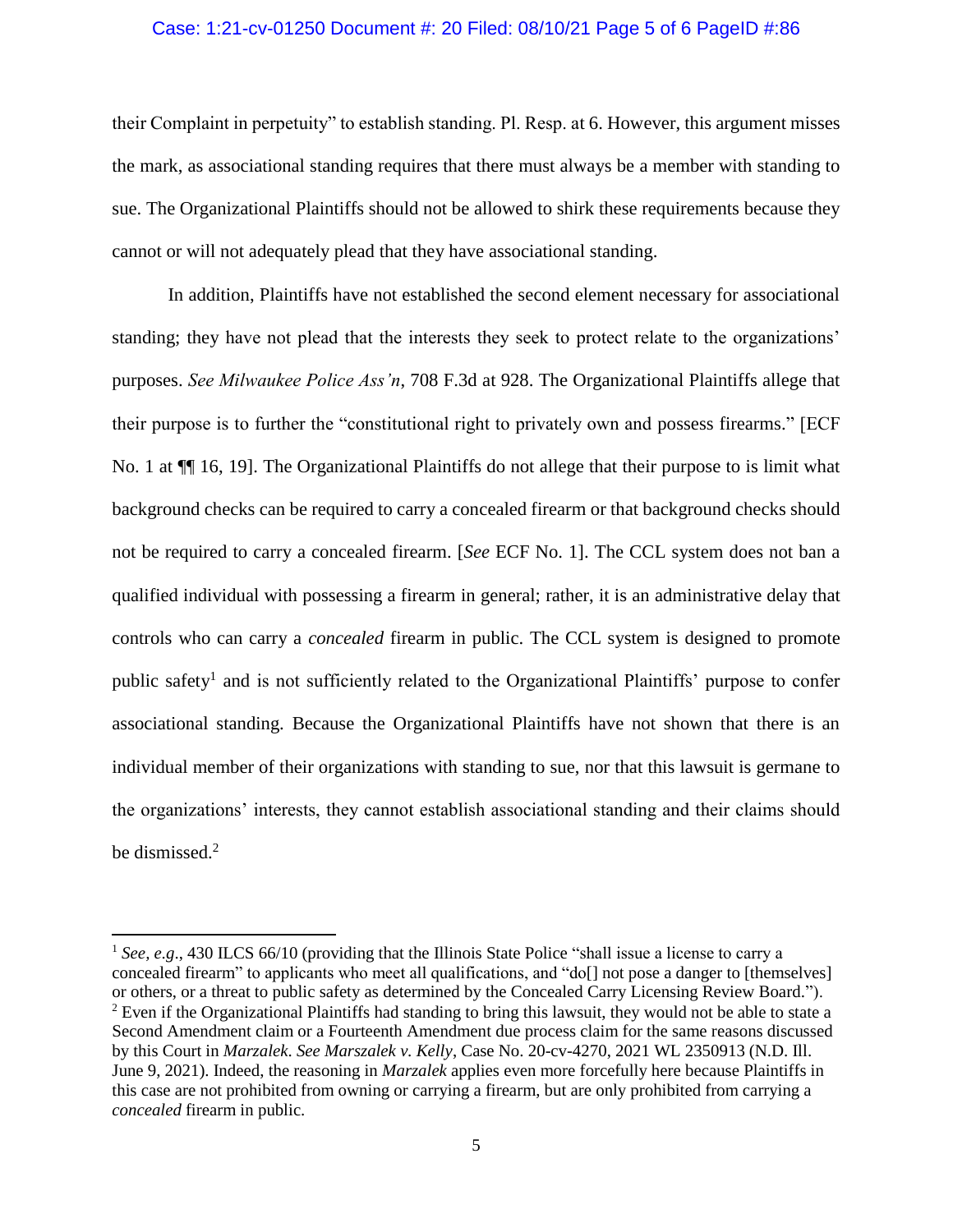their Complaint in perpetuity" to establish standing. Pl. Resp. at 6. However, this argument misses the mark, as associational standing requires that there must always be a member with standing to sue. The Organizational Plaintiffs should not be allowed to shirk these requirements because they cannot or will not adequately plead that they have associational standing.

In addition, Plaintiffs have not established the second element necessary for associational standing; they have not plead that the interests they seek to protect relate to the organizations' purposes. *See Milwaukee Police Ass'n*, 708 F.3d at 928. The Organizational Plaintiffs allege that their purpose is to further the "constitutional right to privately own and possess firearms." [ECF No. 1 at ¶¶ 16, 19]. The Organizational Plaintiffs do not allege that their purpose to is limit what background checks can be required to carry a concealed firearm or that background checks should not be required to carry a concealed firearm. [*See* ECF No. 1]. The CCL system does not ban a qualified individual with possessing a firearm in general; rather, it is an administrative delay that controls who can carry a *concealed* firearm in public. The CCL system is designed to promote public safety[1] and is not sufficiently related to the Organizational Plaintiffs' purpose to confer associational standing. Because the Organizational Plaintiffs have not shown that there is an individual member of their organizations with standing to sue, nor that this lawsuit is germane to the organizations' interests, they cannot establish associational standing and their claims should be dismissed.[2]

---

[1] *See, e.g.*, 430 ILCS 66/10 (providing that the Illinois State Police "shall issue a license to carry a concealed firearm" to applicants who meet all qualifications, and "do[] not pose a danger to [themselves] or others, or a threat to public safety as determined by the Concealed Carry Licensing Review Board.").

[2] Even if the Organizational Plaintiffs had standing to bring this lawsuit, they would not be able to state a Second Amendment claim or a Fourteenth Amendment due process claim for the same reasons discussed by this Court in *Marzalek*. *See Marszalek v. Kelly*, Case No. 20-cv-4270, 2021 WL 2350913 (N.D. Ill. June 9, 2021). Indeed, the reasoning in *Marzalek* applies even more forcefully here because Plaintiffs in this case are not prohibited from owning or carrying a firearm, but are only prohibited from carrying a *concealed* firearm in public.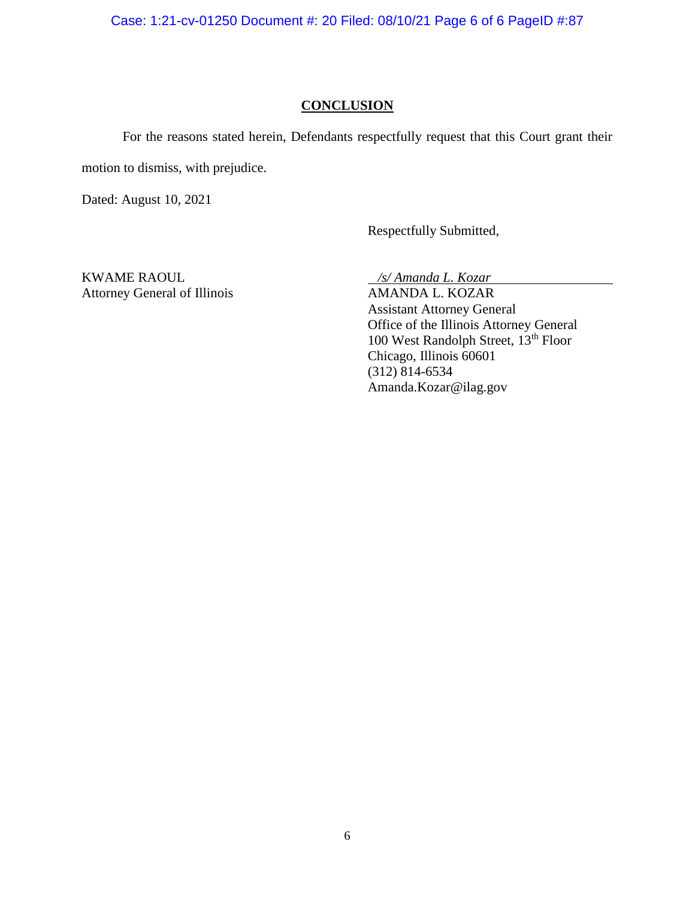## **CONCLUSION**

For the reasons stated herein, Defendants respectfully request that this Court grant their motion to dismiss, with prejudice.

Dated: August 10, 2021

Respectfully Submitted,

KWAME RAOUL
Attorney General of Illinois

*/s/ Amanda L. Kozar*
AMANDA L. KOZAR
Assistant Attorney General
Office of the Illinois Attorney General
100 West Randolph Street, 13th Floor
Chicago, Illinois 60601
(312) 814-6534
Amanda.Kozar@ilag.gov